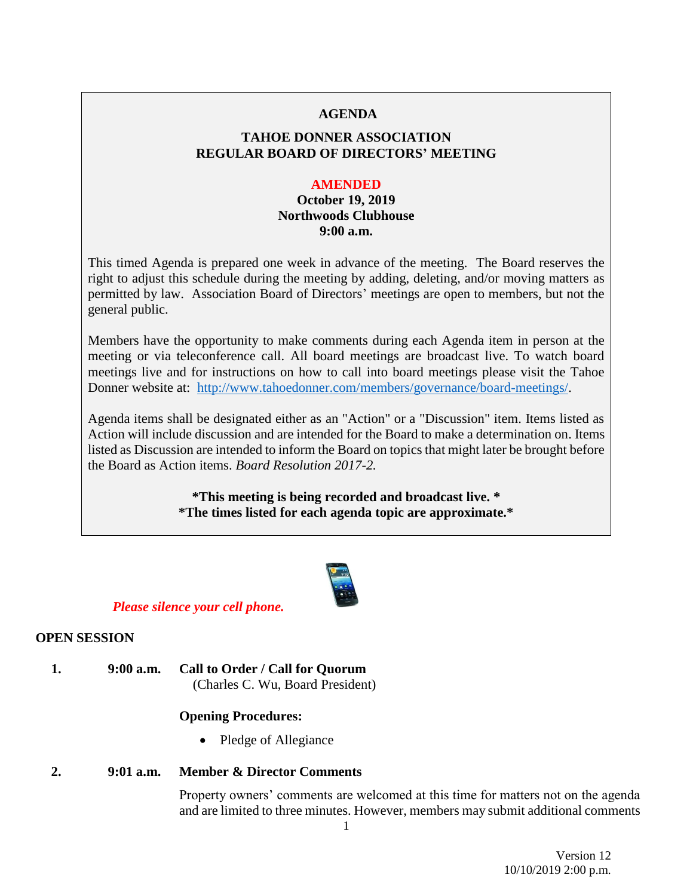**AGENDA**

**TAHOE DONNER ASSOCIATION**
**REGULAR BOARD OF DIRECTORS' MEETING**

**AMENDED**
**October 19, 2019**
**Northwoods Clubhouse**
**9:00 a.m.**

This timed Agenda is prepared one week in advance of the meeting. The Board reserves the right to adjust this schedule during the meeting by adding, deleting, and/or moving matters as permitted by law. Association Board of Directors' meetings are open to members, but not the general public.

Members have the opportunity to make comments during each Agenda item in person at the meeting or via teleconference call. All board meetings are broadcast live. To watch board meetings live and for instructions on how to call into board meetings please visit the Tahoe Donner website at: [http://www.tahoedonner.com/members/governance/board-meetings/](http://www.tahoedonner.com/members/governance/board-meetings/).

Agenda items shall be designated either as an "Action" or a "Discussion" item. Items listed as Action will include discussion and are intended for the Board to make a determination on. Items listed as Discussion are intended to inform the Board on topics that might later be brought before the Board as Action items. *Board Resolution 2017-2.*

**\*This meeting is being recorded and broadcast live. \***
**\*The times listed for each agenda topic are approximate.\***

***Please silence your cell phone.***

## OPEN SESSION

**1. 9:00 a.m. Call to Order / Call for Quorum**
(Charles C. Wu, Board President)

**Opening Procedures:**

- Pledge of Allegiance

**2. 9:01 a.m. Member & Director Comments**

Property owners' comments are welcomed at this time for matters not on the agenda and are limited to three minutes. However, members may submit additional comments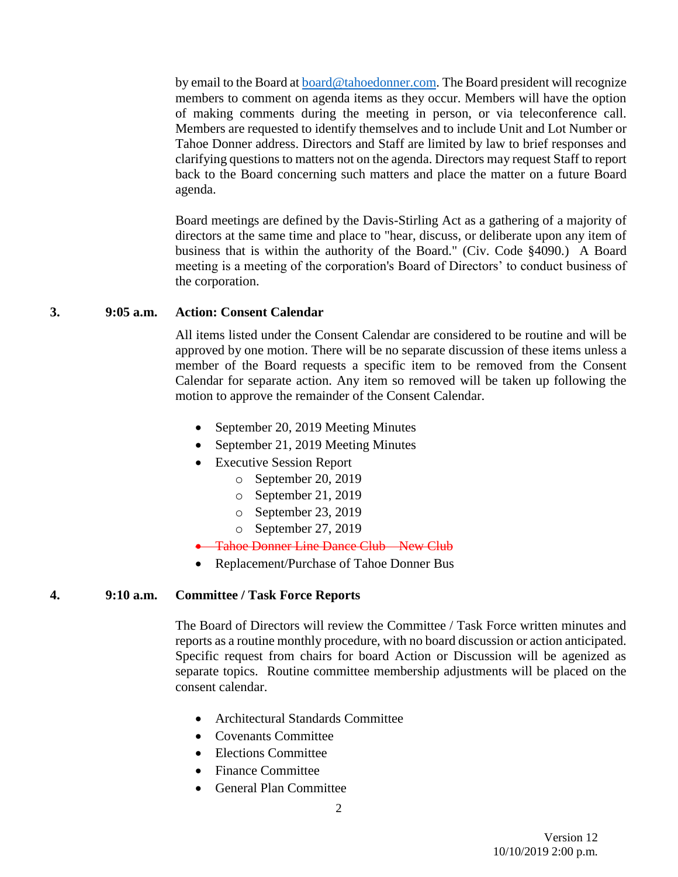by email to the Board at board@tahoedonner.com. The Board president will recognize members to comment on agenda items as they occur. Members will have the option of making comments during the meeting in person, or via teleconference call. Members are requested to identify themselves and to include Unit and Lot Number or Tahoe Donner address. Directors and Staff are limited by law to brief responses and clarifying questions to matters not on the agenda. Directors may request Staff to report back to the Board concerning such matters and place the matter on a future Board agenda.

Board meetings are defined by the Davis-Stirling Act as a gathering of a majority of directors at the same time and place to "hear, discuss, or deliberate upon any item of business that is within the authority of the Board." (Civ. Code §4090.) A Board meeting is a meeting of the corporation's Board of Directors' to conduct business of the corporation.

**3. 9:05 a.m. Action: Consent Calendar**

All items listed under the Consent Calendar are considered to be routine and will be approved by one motion. There will be no separate discussion of these items unless a member of the Board requests a specific item to be removed from the Consent Calendar for separate action. Any item so removed will be taken up following the motion to approve the remainder of the Consent Calendar.

- September 20, 2019 Meeting Minutes
- September 21, 2019 Meeting Minutes
- Executive Session Report
  - September 20, 2019
  - September 21, 2019
  - September 23, 2019
  - September 27, 2019
- ~~Tahoe Donner Line Dance Club – New Club~~
- Replacement/Purchase of Tahoe Donner Bus

**4. 9:10 a.m. Committee / Task Force Reports**

The Board of Directors will review the Committee / Task Force written minutes and reports as a routine monthly procedure, with no board discussion or action anticipated. Specific request from chairs for board Action or Discussion will be agenized as separate topics. Routine committee membership adjustments will be placed on the consent calendar.

- Architectural Standards Committee
- Covenants Committee
- Elections Committee
- Finance Committee
- General Plan Committee

Version 12
10/10/2019 2:00 p.m.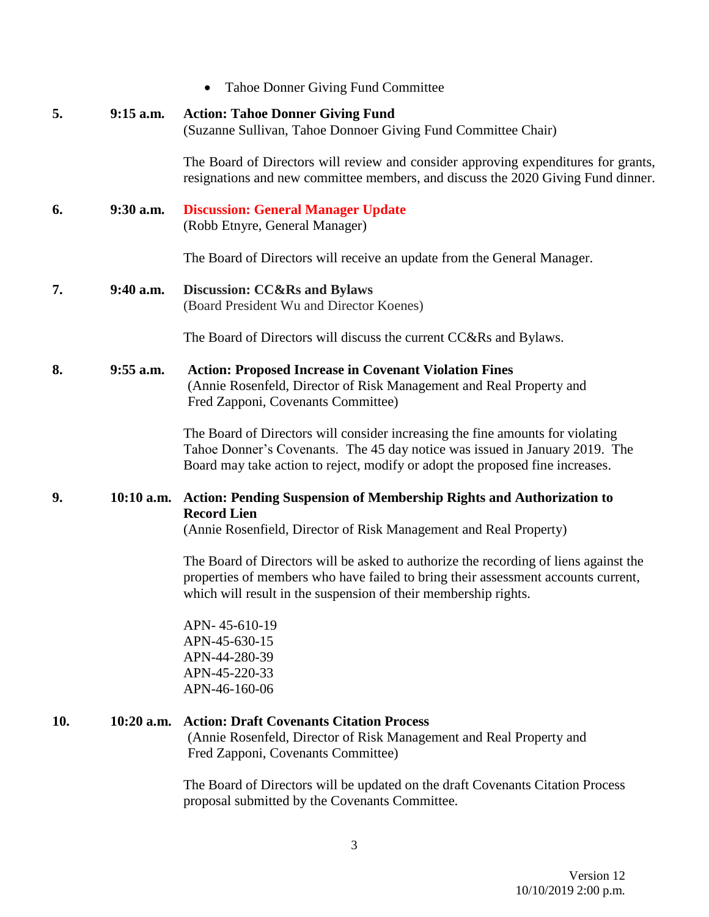- Tahoe Donner Giving Fund Committee

**5.** **9:15 a.m.** **Action: Tahoe Donner Giving Fund**
(Suzanne Sullivan, Tahoe Donnoer Giving Fund Committee Chair)

The Board of Directors will review and consider approving expenditures for grants, resignations and new committee members, and discuss the 2020 Giving Fund dinner.

**6.** **9:30 a.m.** **Discussion: General Manager Update**
(Robb Etnyre, General Manager)

The Board of Directors will receive an update from the General Manager.

**7.** **9:40 a.m.** **Discussion: CC&Rs and Bylaws**
(Board President Wu and Director Koenes)

The Board of Directors will discuss the current CC&Rs and Bylaws.

**8.** **9:55 a.m.** **Action: Proposed Increase in Covenant Violation Fines**
(Annie Rosenfeld, Director of Risk Management and Real Property and Fred Zapponi, Covenants Committee)

The Board of Directors will consider increasing the fine amounts for violating Tahoe Donner's Covenants. The 45 day notice was issued in January 2019. The Board may take action to reject, modify or adopt the proposed fine increases.

**9.** **10:10 a.m.** **Action: Pending Suspension of Membership Rights and Authorization to Record Lien**
(Annie Rosenfield, Director of Risk Management and Real Property)

The Board of Directors will be asked to authorize the recording of liens against the properties of members who have failed to bring their assessment accounts current, which will result in the suspension of their membership rights.

APN- 45-610-19
APN-45-630-15
APN-44-280-39
APN-45-220-33
APN-46-160-06

**10.** **10:20 a.m.** **Action: Draft Covenants Citation Process**
(Annie Rosenfeld, Director of Risk Management and Real Property and Fred Zapponi, Covenants Committee)

The Board of Directors will be updated on the draft Covenants Citation Process proposal submitted by the Covenants Committee.

Version 12
10/10/2019 2:00 p.m.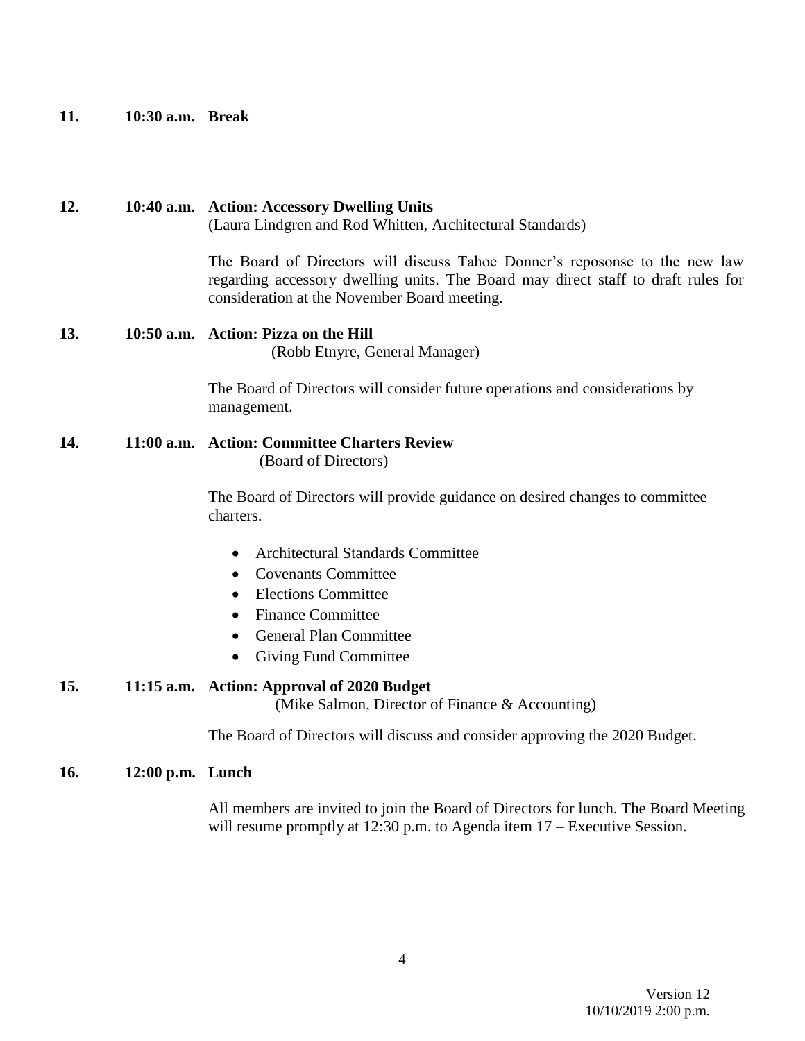**11. 10:30 a.m. Break**

**12. 10:40 a.m. Action: Accessory Dwelling Units**
(Laura Lindgren and Rod Whitten, Architectural Standards)

The Board of Directors will discuss Tahoe Donner's reposonse to the new law regarding accessory dwelling units. The Board may direct staff to draft rules for consideration at the November Board meeting.

**13. 10:50 a.m. Action: Pizza on the Hill**
(Robb Etnyre, General Manager)

The Board of Directors will consider future operations and considerations by management.

**14. 11:00 a.m. Action: Committee Charters Review**
(Board of Directors)

The Board of Directors will provide guidance on desired changes to committee charters.

- Architectural Standards Committee
- Covenants Committee
- Elections Committee
- Finance Committee
- General Plan Committee
- Giving Fund Committee

**15. 11:15 a.m. Action: Approval of 2020 Budget**
(Mike Salmon, Director of Finance & Accounting)

The Board of Directors will discuss and consider approving the 2020 Budget.

**16. 12:00 p.m. Lunch**

All members are invited to join the Board of Directors for lunch. The Board Meeting will resume promptly at 12:30 p.m. to Agenda item 17 – Executive Session.

Version 12
10/10/2019 2:00 p.m.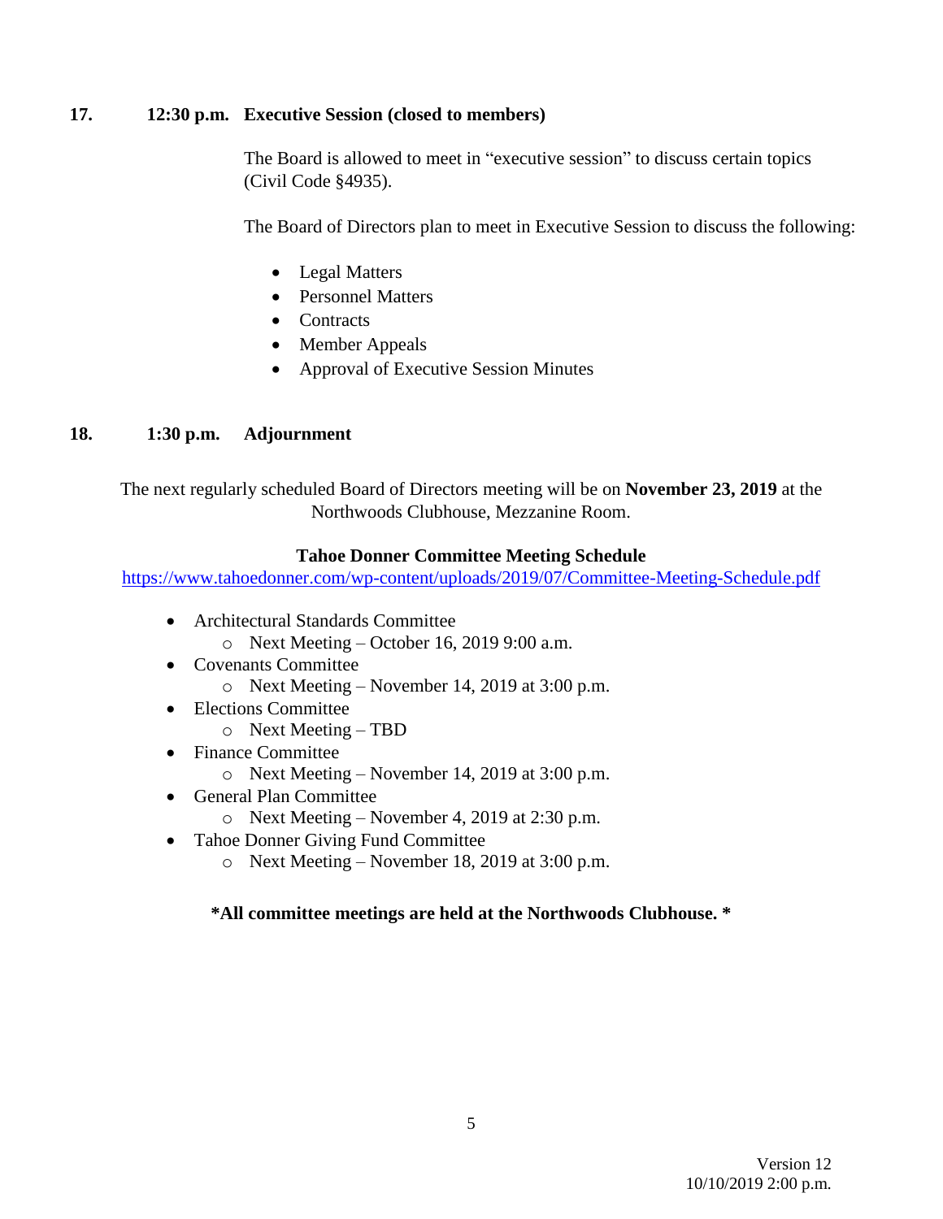**17. 12:30 p.m. Executive Session (closed to members)**

The Board is allowed to meet in "executive session" to discuss certain topics (Civil Code §4935).

The Board of Directors plan to meet in Executive Session to discuss the following:

- Legal Matters
- Personnel Matters
- Contracts
- Member Appeals
- Approval of Executive Session Minutes

**18. 1:30 p.m. Adjournment**

The next regularly scheduled Board of Directors meeting will be on **November 23, 2019** at the Northwoods Clubhouse, Mezzanine Room.

**Tahoe Donner Committee Meeting Schedule**

https://www.tahoedonner.com/wp-content/uploads/2019/07/Committee-Meeting-Schedule.pdf

- Architectural Standards Committee
  - Next Meeting – October 16, 2019 9:00 a.m.
- Covenants Committee
  - Next Meeting – November 14, 2019 at 3:00 p.m.
- Elections Committee
  - Next Meeting – TBD
- Finance Committee
  - Next Meeting – November 14, 2019 at 3:00 p.m.
- General Plan Committee
  - Next Meeting – November 4, 2019 at 2:30 p.m.
- Tahoe Donner Giving Fund Committee
  - Next Meeting – November 18, 2019 at 3:00 p.m.

**\*All committee meetings are held at the Northwoods Clubhouse. \***

Version 12
10/10/2019 2:00 p.m.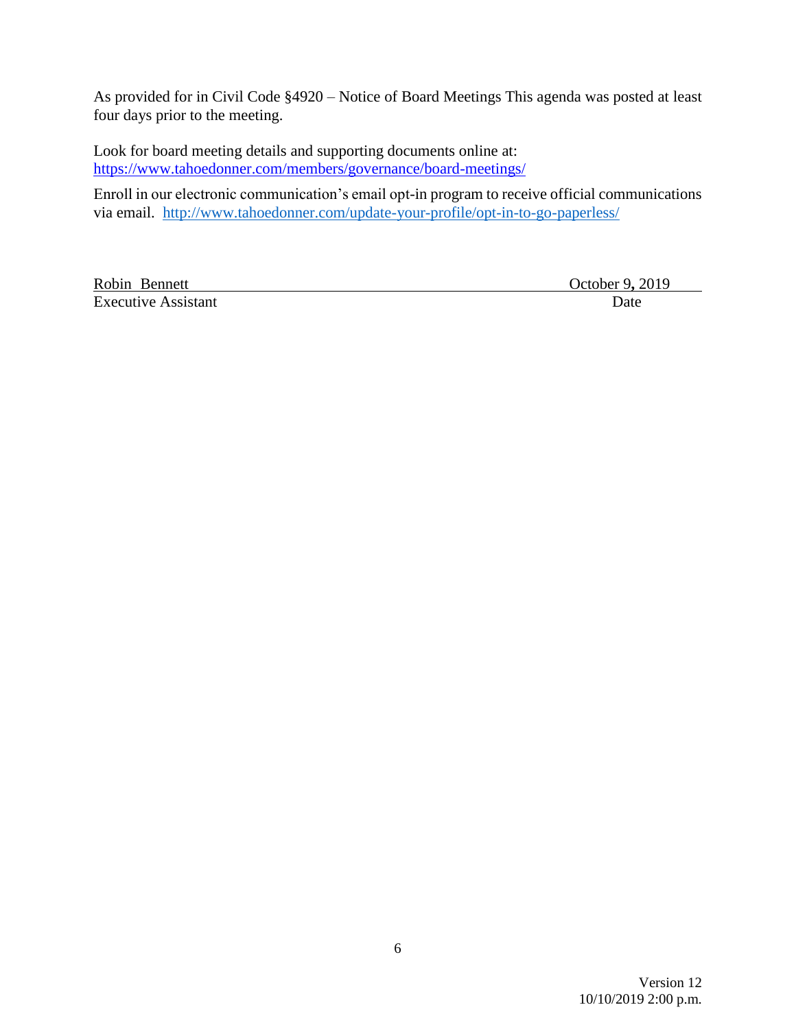As provided for in Civil Code §4920 – Notice of Board Meetings This agenda was posted at least four days prior to the meeting.

Look for board meeting details and supporting documents online at:
https://www.tahoedonner.com/members/governance/board-meetings/

Enroll in our electronic communication's email opt-in program to receive official communications via email. http://www.tahoedonner.com/update-your-profile/opt-in-to-go-paperless/

| | |
|---|---|
| Robin Bennett | October 9, 2019 |
| Executive Assistant | Date |

Version 12
10/10/2019 2:00 p.m.